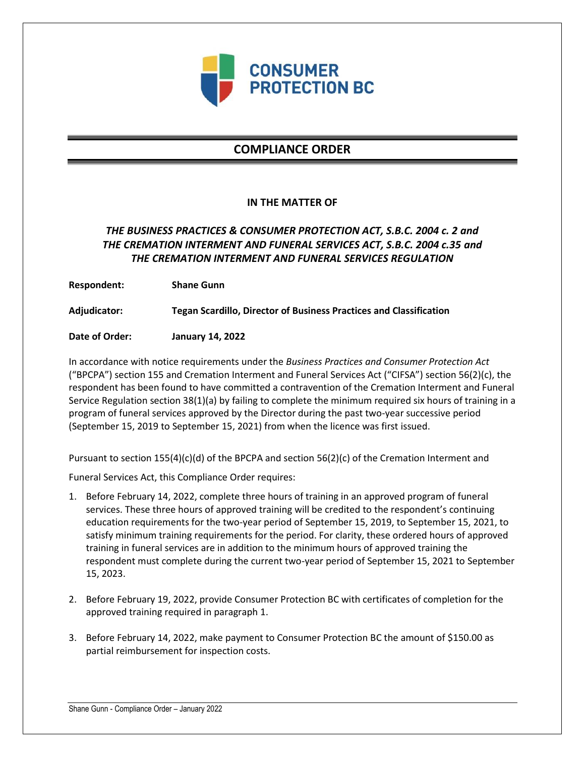CONSUMER PROTECTION BC

# COMPLIANCE ORDER

**IN THE MATTER OF**

***THE BUSINESS PRACTICES & CONSUMER PROTECTION ACT, S.B.C. 2004 c. 2 and THE CREMATION INTERMENT AND FUNERAL SERVICES ACT, S.B.C. 2004 c.35 and THE CREMATION INTERMENT AND FUNERAL SERVICES REGULATION***

**Respondent:** **Shane Gunn**

**Adjudicator:** **Tegan Scardillo, Director of Business Practices and Classification**

**Date of Order:** **January 14, 2022**

In accordance with notice requirements under the *Business Practices and Consumer Protection Act* ("BPCPA") section 155 and Cremation Interment and Funeral Services Act ("CIFSA") section 56(2)(c), the respondent has been found to have committed a contravention of the Cremation Interment and Funeral Service Regulation section 38(1)(a) by failing to complete the minimum required six hours of training in a program of funeral services approved by the Director during the past two-year successive period (September 15, 2019 to September 15, 2021) from when the licence was first issued.

Pursuant to section 155(4)(c)(d) of the BPCPA and section 56(2)(c) of the Cremation Interment and Funeral Services Act, this Compliance Order requires:

1. Before February 14, 2022, complete three hours of training in an approved program of funeral services. These three hours of approved training will be credited to the respondent's continuing education requirements for the two-year period of September 15, 2019, to September 15, 2021, to satisfy minimum training requirements for the period. For clarity, these ordered hours of approved training in funeral services are in addition to the minimum hours of approved training the respondent must complete during the current two-year period of September 15, 2021 to September 15, 2023.

2. Before February 19, 2022, provide Consumer Protection BC with certificates of completion for the approved training required in paragraph 1.

3. Before February 14, 2022, make payment to Consumer Protection BC the amount of $150.00 as partial reimbursement for inspection costs.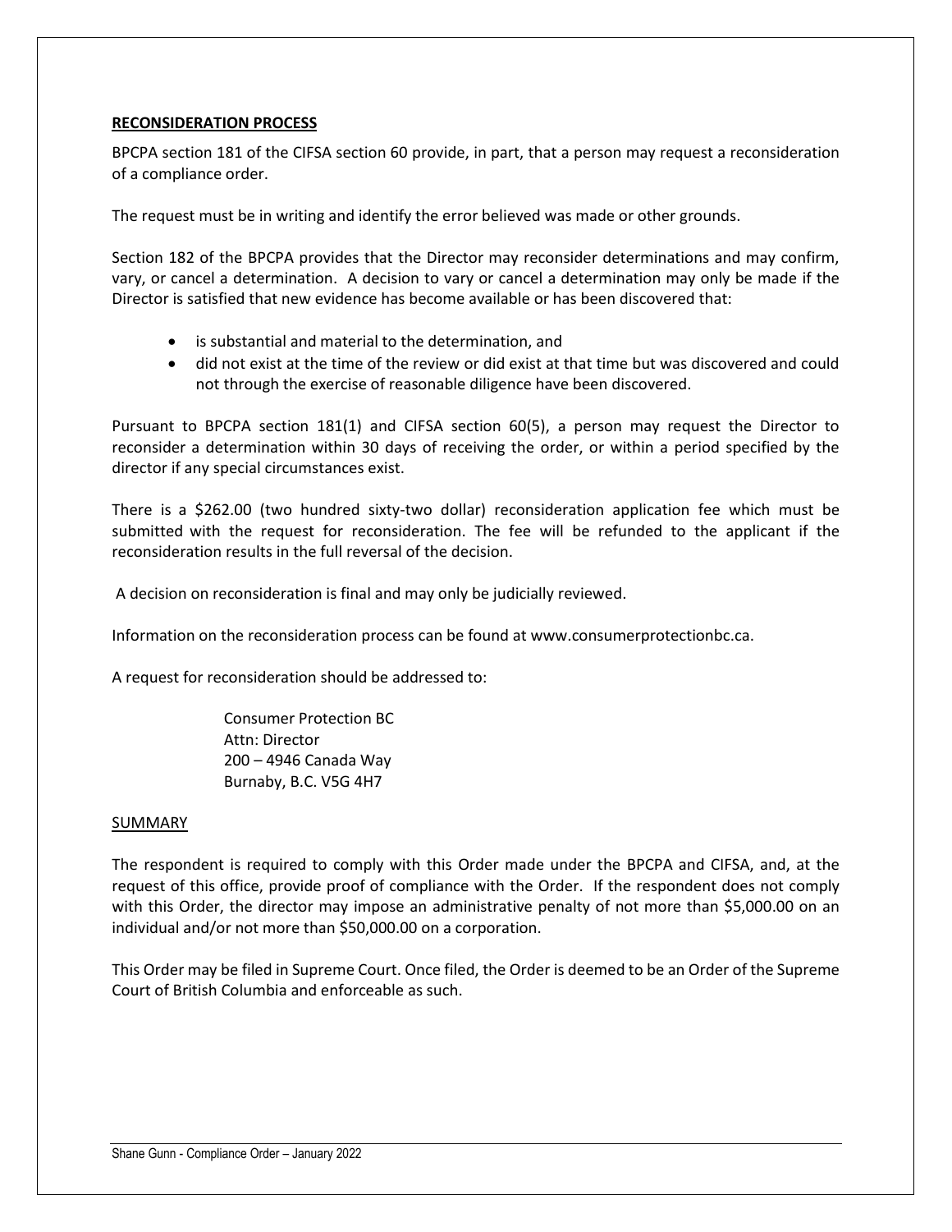**RECONSIDERATION PROCESS**

BPCPA section 181 of the CIFSA section 60 provide, in part, that a person may request a reconsideration of a compliance order.

The request must be in writing and identify the error believed was made or other grounds.

Section 182 of the BPCPA provides that the Director may reconsider determinations and may confirm, vary, or cancel a determination. A decision to vary or cancel a determination may only be made if the Director is satisfied that new evidence has become available or has been discovered that:

- is substantial and material to the determination, and
- did not exist at the time of the review or did exist at that time but was discovered and could not through the exercise of reasonable diligence have been discovered.

Pursuant to BPCPA section 181(1) and CIFSA section 60(5), a person may request the Director to reconsider a determination within 30 days of receiving the order, or within a period specified by the director if any special circumstances exist.

There is a $262.00 (two hundred sixty-two dollar) reconsideration application fee which must be submitted with the request for reconsideration. The fee will be refunded to the applicant if the reconsideration results in the full reversal of the decision.

A decision on reconsideration is final and may only be judicially reviewed.

Information on the reconsideration process can be found at www.consumerprotectionbc.ca.

A request for reconsideration should be addressed to:

Consumer Protection BC
Attn: Director
200 – 4946 Canada Way
Burnaby, B.C. V5G 4H7

SUMMARY

The respondent is required to comply with this Order made under the BPCPA and CIFSA, and, at the request of this office, provide proof of compliance with the Order. If the respondent does not comply with this Order, the director may impose an administrative penalty of not more than $5,000.00 on an individual and/or not more than $50,000.00 on a corporation.

This Order may be filed in Supreme Court. Once filed, the Order is deemed to be an Order of the Supreme Court of British Columbia and enforceable as such.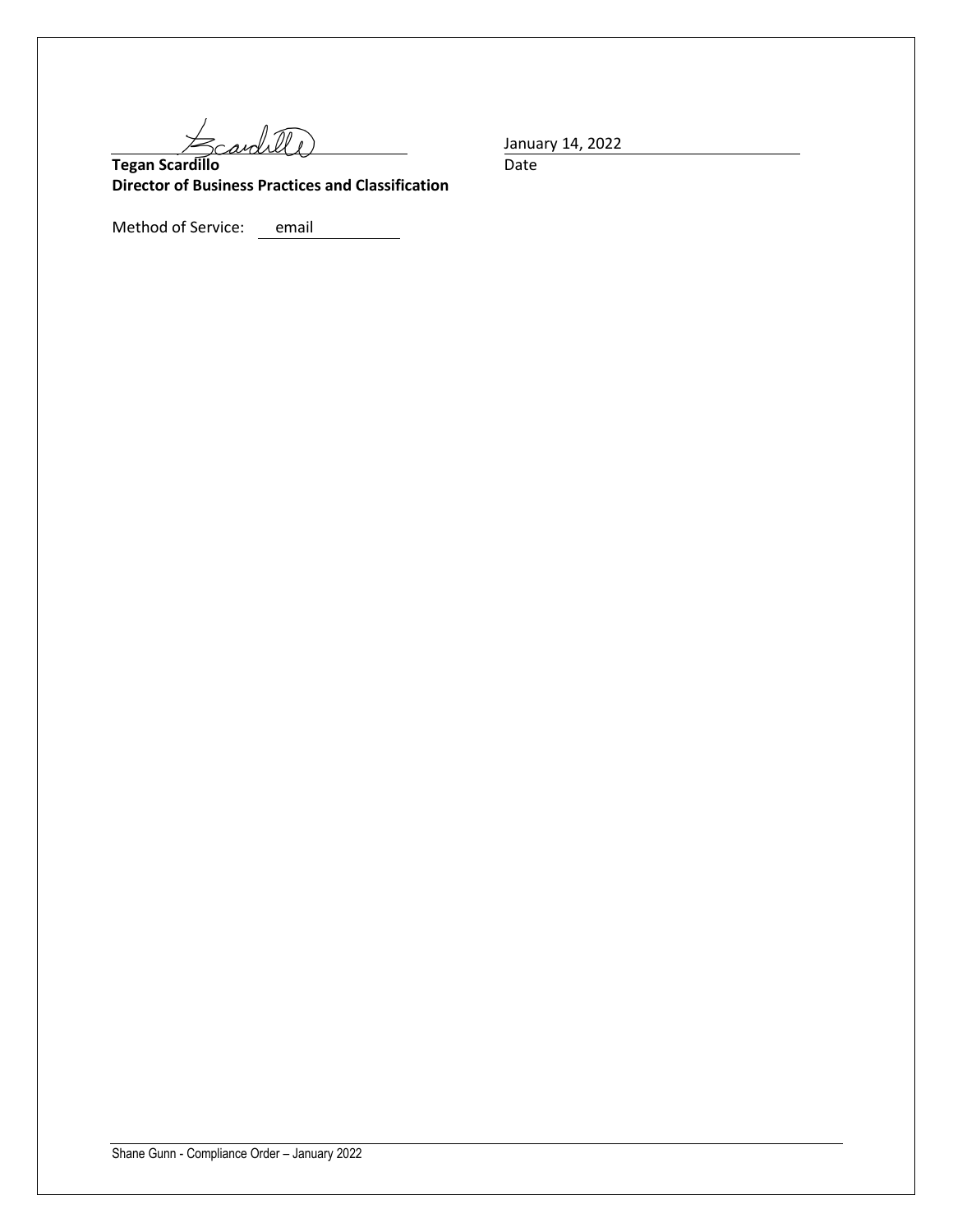**Tegan Scardillo**
**Director of Business Practices and Classification**

January 14, 2022
Date

Method of Service: email